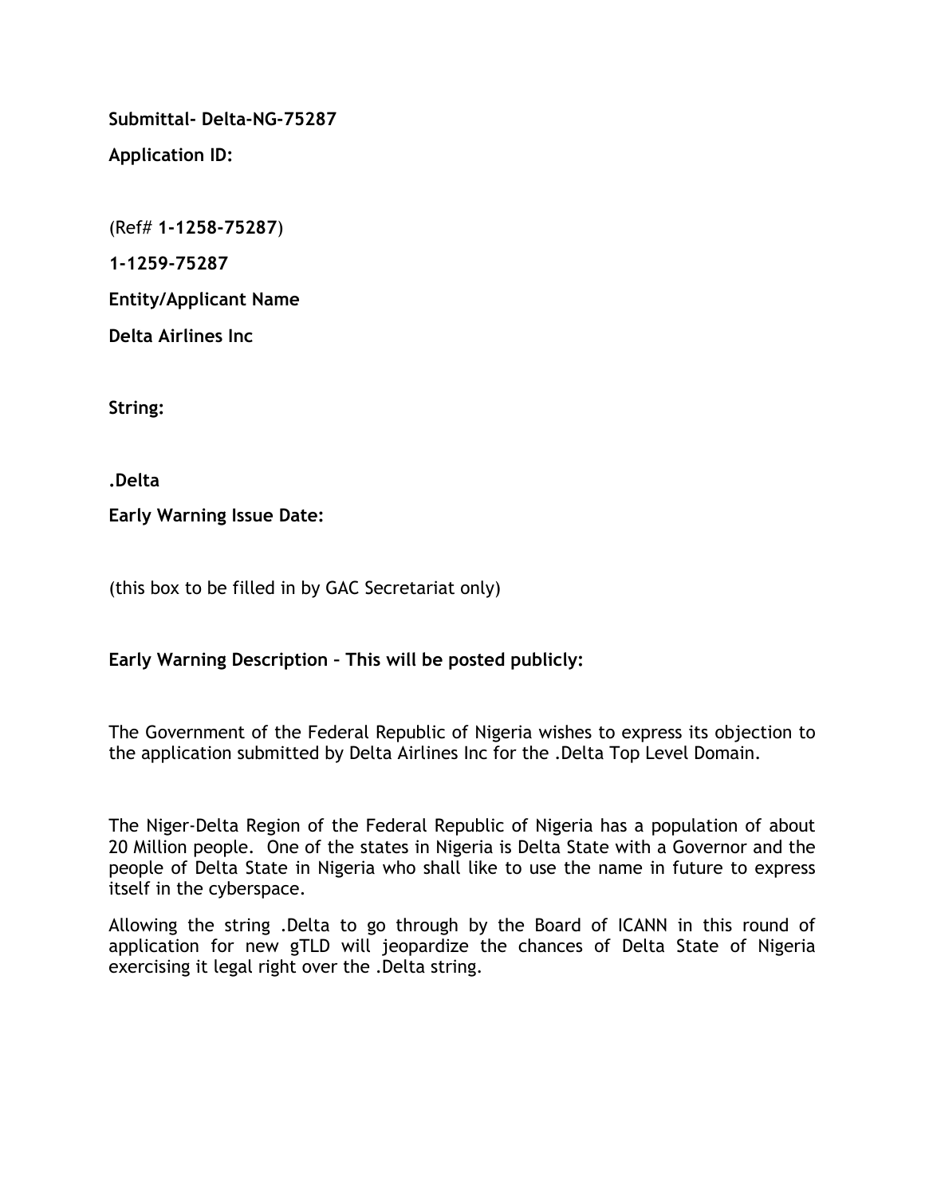**Submittal- Delta-NG-75287**

**Application ID:**

(Ref# **1-1258-75287**)

**1-1259-75287**

**Entity/Applicant Name**

**Delta Airlines Inc**

**String:**

**.Delta**

**Early Warning Issue Date:**

(this box to be filled in by GAC Secretariat only)

**Early Warning Description – This will be posted publicly:**

The Government of the Federal Republic of Nigeria wishes to express its objection to the application submitted by Delta Airlines Inc for the .Delta Top Level Domain.

The Niger-Delta Region of the Federal Republic of Nigeria has a population of about 20 Million people. One of the states in Nigeria is Delta State with a Governor and the people of Delta State in Nigeria who shall like to use the name in future to express itself in the cyberspace.

Allowing the string .Delta to go through by the Board of ICANN in this round of application for new gTLD will jeopardize the chances of Delta State of Nigeria exercising it legal right over the .Delta string.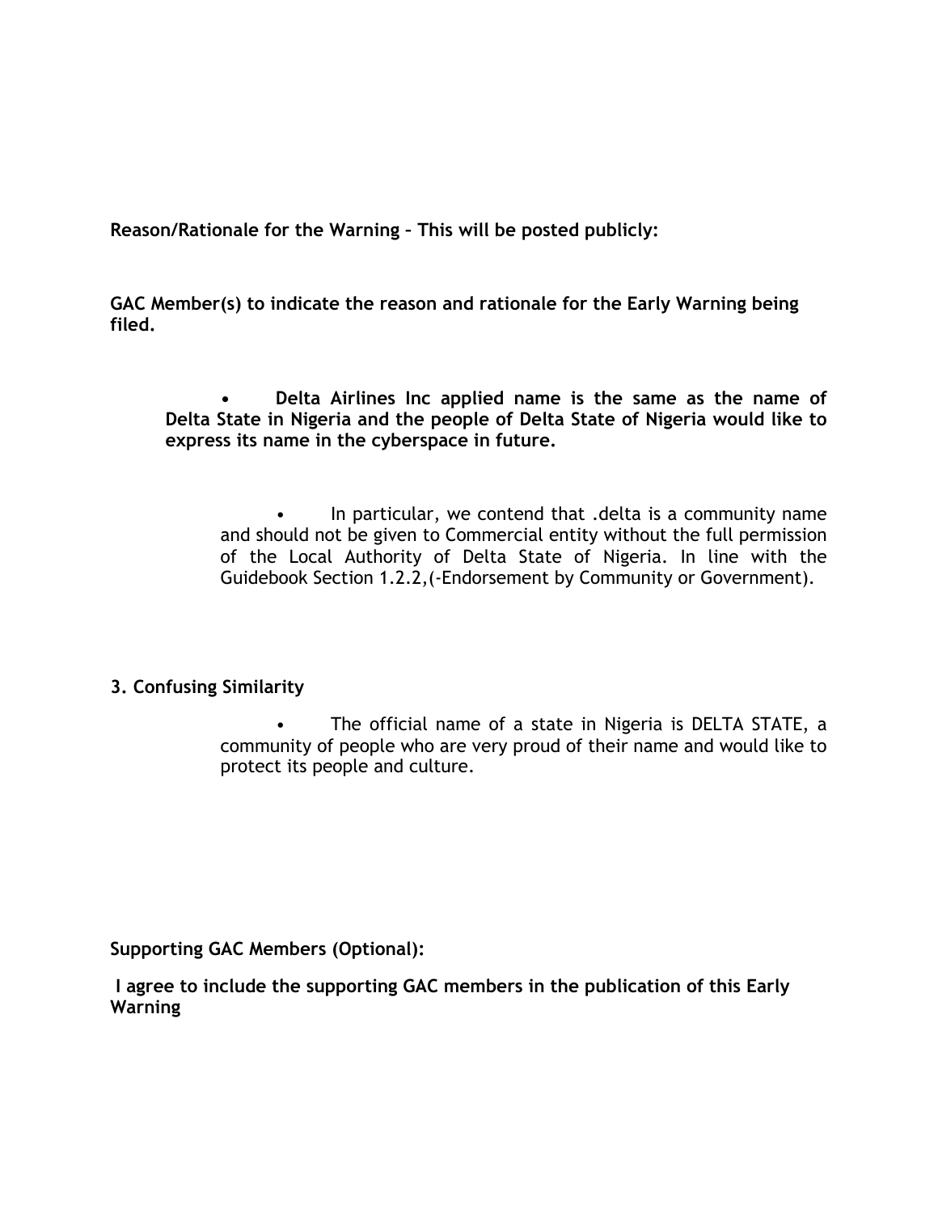**Reason/Rationale for the Warning – This will be posted publicly:**

**GAC Member(s) to indicate the reason and rationale for the Early Warning being filed.**

- **Delta Airlines Inc applied name is the same as the name of Delta State in Nigeria and the people of Delta State of Nigeria would like to express its name in the cyberspace in future.**

  - In particular, we contend that .delta is a community name and should not be given to Commercial entity without the full permission of the Local Authority of Delta State of Nigeria. In line with the Guidebook Section 1.2.2,(-Endorsement by Community or Government).

**3. Confusing Similarity**

- The official name of a state in Nigeria is DELTA STATE, a community of people who are very proud of their name and would like to protect its people and culture.

**Supporting GAC Members (Optional):**

**I agree to include the supporting GAC members in the publication of this Early Warning**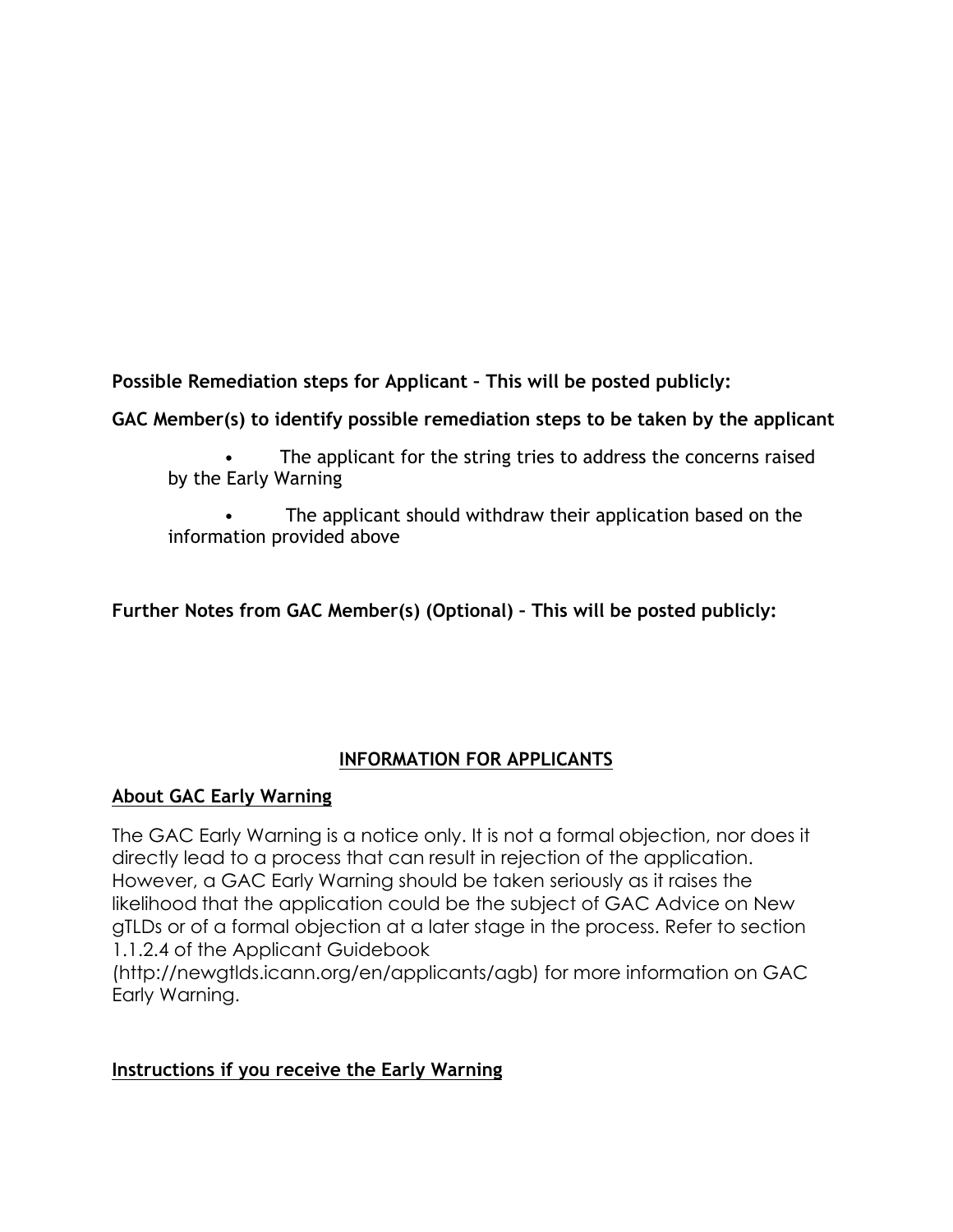**Possible Remediation steps for Applicant – This will be posted publicly:**

**GAC Member(s) to identify possible remediation steps to be taken by the applicant**

- The applicant for the string tries to address the concerns raised by the Early Warning
- The applicant should withdraw their application based on the information provided above

**Further Notes from GAC Member(s) (Optional) – This will be posted publicly:**

## INFORMATION FOR APPLICANTS

### About GAC Early Warning

The GAC Early Warning is a notice only. It is not a formal objection, nor does it directly lead to a process that can result in rejection of the application. However, a GAC Early Warning should be taken seriously as it raises the likelihood that the application could be the subject of GAC Advice on New gTLDs or of a formal objection at a later stage in the process. Refer to section 1.1.2.4 of the Applicant Guidebook (http://newgtlds.icann.org/en/applicants/agb) for more information on GAC Early Warning.

### Instructions if you receive the Early Warning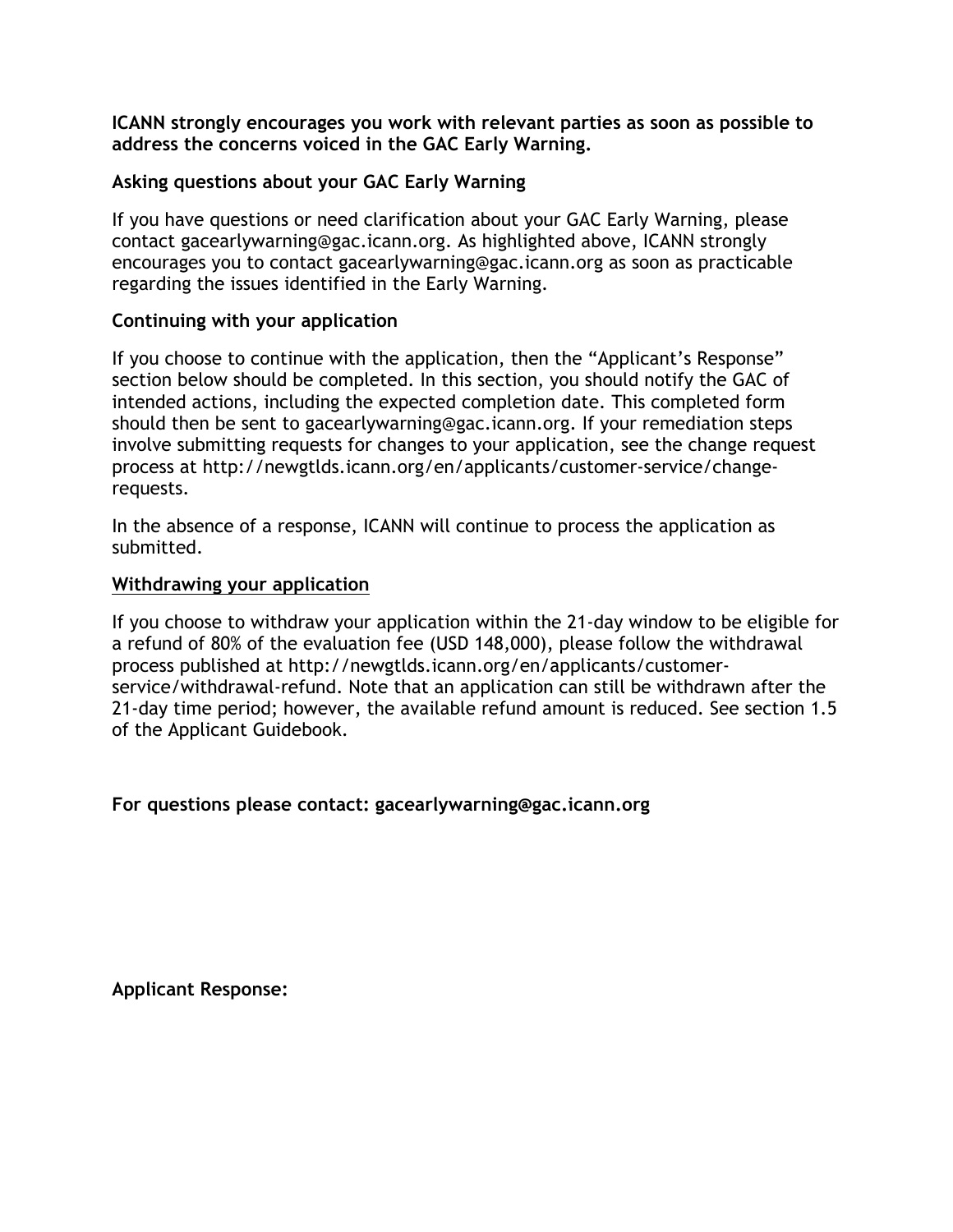**ICANN strongly encourages you work with relevant parties as soon as possible to address the concerns voiced in the GAC Early Warning.**

**Asking questions about your GAC Early Warning**

If you have questions or need clarification about your GAC Early Warning, please contact gacearlywarning@gac.icann.org. As highlighted above, ICANN strongly encourages you to contact gacearlywarning@gac.icann.org as soon as practicable regarding the issues identified in the Early Warning.

**Continuing with your application**

If you choose to continue with the application, then the "Applicant's Response" section below should be completed. In this section, you should notify the GAC of intended actions, including the expected completion date. This completed form should then be sent to gacearlywarning@gac.icann.org. If your remediation steps involve submitting requests for changes to your application, see the change request process at http://newgtlds.icann.org/en/applicants/customer-service/change-requests.

In the absence of a response, ICANN will continue to process the application as submitted.

**Withdrawing your application**

If you choose to withdraw your application within the 21-day window to be eligible for a refund of 80% of the evaluation fee (USD 148,000), please follow the withdrawal process published at http://newgtlds.icann.org/en/applicants/customer-service/withdrawal-refund. Note that an application can still be withdrawn after the 21-day time period; however, the available refund amount is reduced. See section 1.5 of the Applicant Guidebook.

**For questions please contact: gacearlywarning@gac.icann.org**

**Applicant Response:**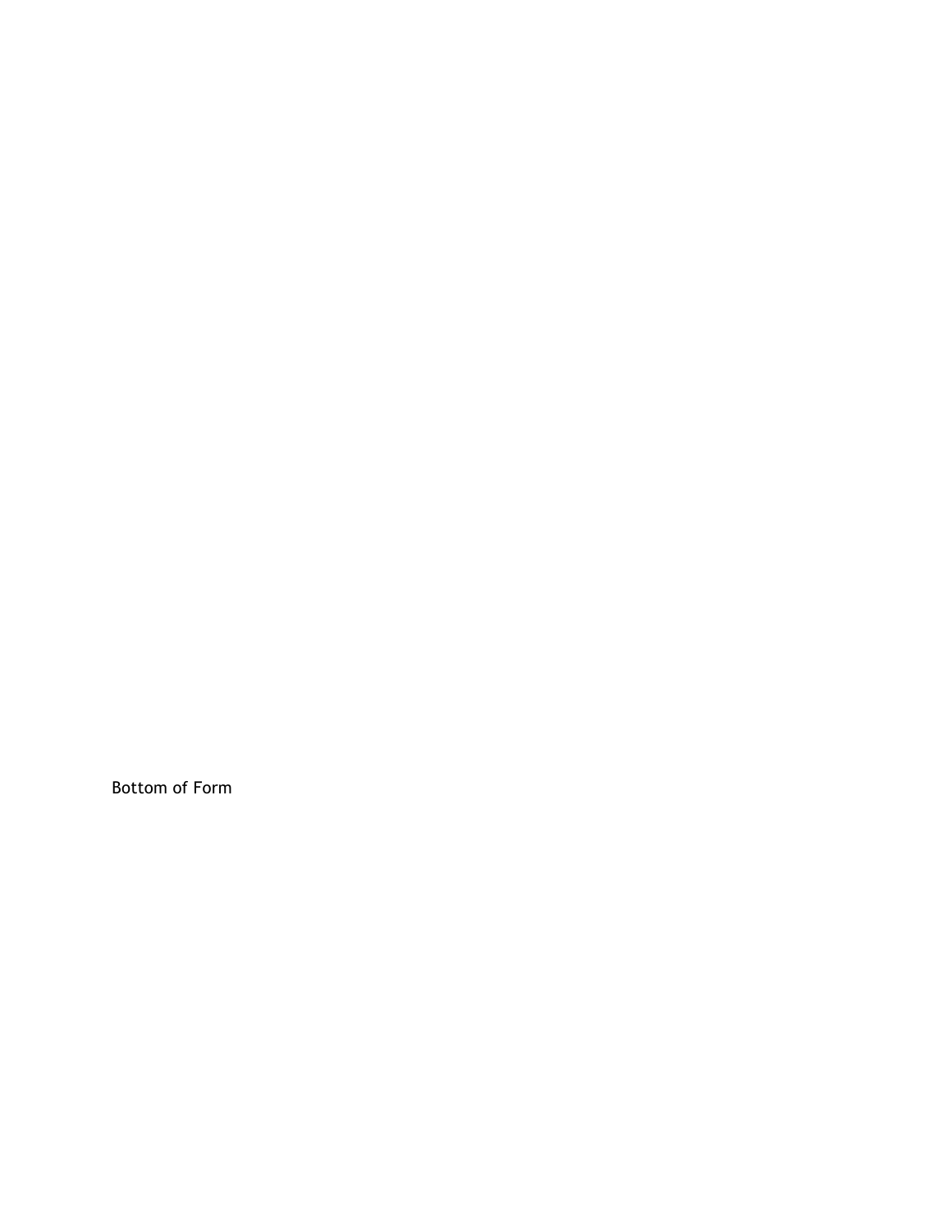Bottom of Form